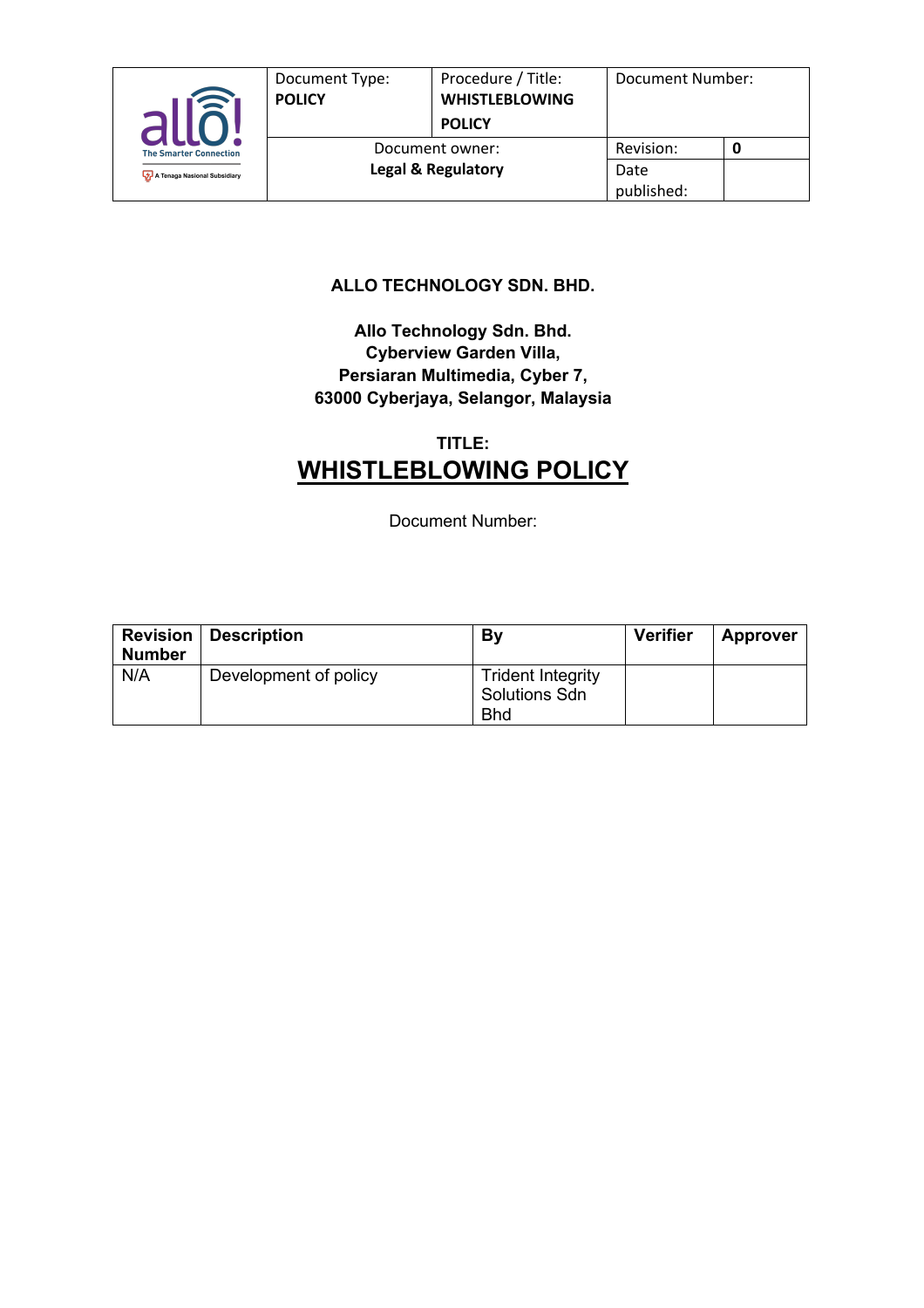| allo! The Smarter Connection A Tenaga Nasional Subsidiary | Document Type: **POLICY** | Procedure / Title: **WHISTLEBLOWING POLICY** | Document Number: | |
|---|---|---|---|---|
| | Document owner: **Legal & Regulatory** | | Revision: | **0** |
| | | | Date published: | |

**ALLO TECHNOLOGY SDN. BHD.**

**Allo Technology Sdn. Bhd.**
**Cyberview Garden Villa,**
**Persiaran Multimedia, Cyber 7,**
**63000 Cyberjaya, Selangor, Malaysia**

**TITLE:**

# WHISTLEBLOWING POLICY

Document Number:

| Revision Number | Description | By | Verifier | Approver |
|---|---|---|---|---|
| N/A | Development of policy | Trident Integrity Solutions Sdn Bhd | | |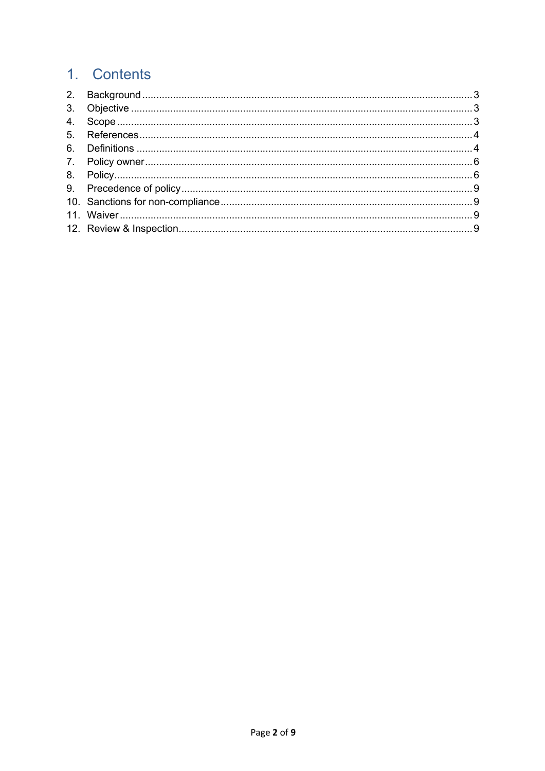# 1. Contents

2. Background ..... 3
3. Objective ..... 3
4. Scope ..... 3
5. References ..... 4
6. Definitions ..... 4
7. Policy owner ..... 6
8. Policy ..... 6
9. Precedence of policy ..... 9
10. Sanctions for non-compliance ..... 9
11. Waiver ..... 9
12. Review & Inspection ..... 9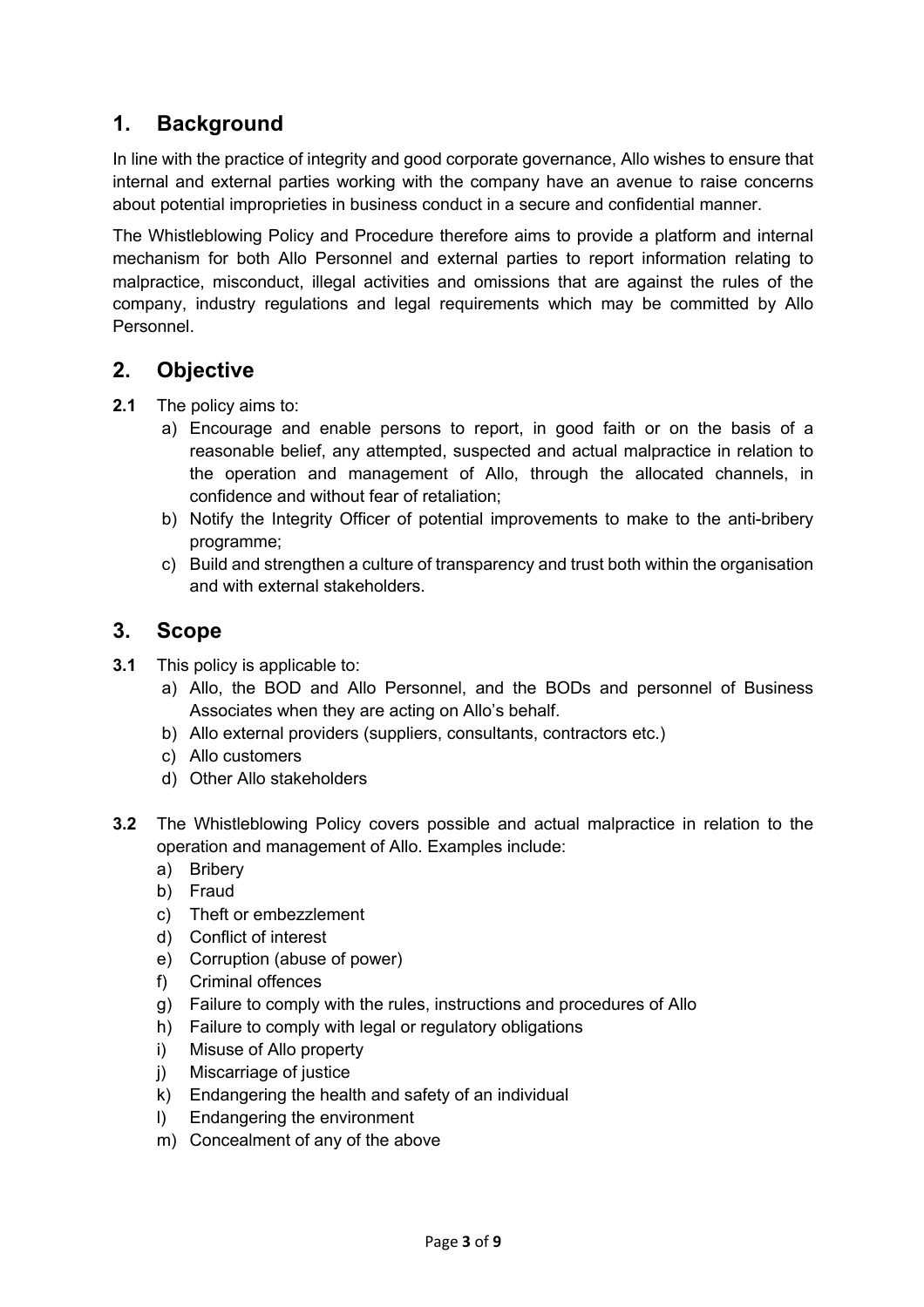## 1. Background

In line with the practice of integrity and good corporate governance, Allo wishes to ensure that internal and external parties working with the company have an avenue to raise concerns about potential improprieties in business conduct in a secure and confidential manner.

The Whistleblowing Policy and Procedure therefore aims to provide a platform and internal mechanism for both Allo Personnel and external parties to report information relating to malpractice, misconduct, illegal activities and omissions that are against the rules of the company, industry regulations and legal requirements which may be committed by Allo Personnel.

## 2. Objective

**2.1** The policy aims to:

a) Encourage and enable persons to report, in good faith or on the basis of a reasonable belief, any attempted, suspected and actual malpractice in relation to the operation and management of Allo, through the allocated channels, in confidence and without fear of retaliation;
b) Notify the Integrity Officer of potential improvements to make to the anti-bribery programme;
c) Build and strengthen a culture of transparency and trust both within the organisation and with external stakeholders.

## 3. Scope

**3.1** This policy is applicable to:

a) Allo, the BOD and Allo Personnel, and the BODs and personnel of Business Associates when they are acting on Allo's behalf.
b) Allo external providers (suppliers, consultants, contractors etc.)
c) Allo customers
d) Other Allo stakeholders

**3.2** The Whistleblowing Policy covers possible and actual malpractice in relation to the operation and management of Allo. Examples include:

a) Bribery
b) Fraud
c) Theft or embezzlement
d) Conflict of interest
e) Corruption (abuse of power)
f) Criminal offences
g) Failure to comply with the rules, instructions and procedures of Allo
h) Failure to comply with legal or regulatory obligations
i) Misuse of Allo property
j) Miscarriage of justice
k) Endangering the health and safety of an individual
l) Endangering the environment
m) Concealment of any of the above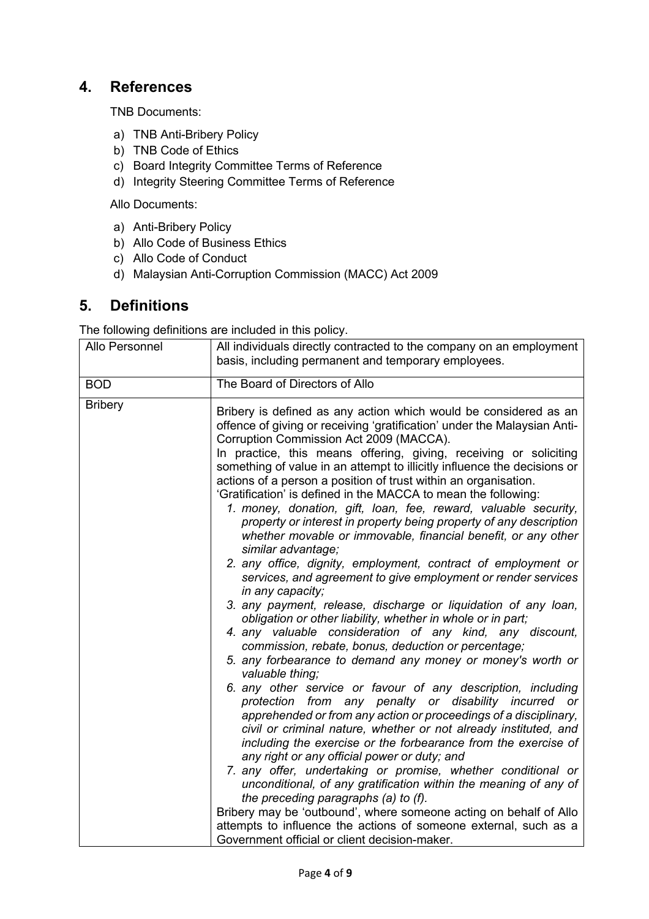## 4. References

TNB Documents:

a) TNB Anti-Bribery Policy
b) TNB Code of Ethics
c) Board Integrity Committee Terms of Reference
d) Integrity Steering Committee Terms of Reference

Allo Documents:

a) Anti-Bribery Policy
b) Allo Code of Business Ethics
c) Allo Code of Conduct
d) Malaysian Anti-Corruption Commission (MACC) Act 2009

## 5. Definitions

The following definitions are included in this policy.

| | |
|---|---|
| Allo Personnel | All individuals directly contracted to the company on an employment basis, including permanent and temporary employees. |
| BOD | The Board of Directors of Allo |
| Bribery | Bribery is defined as any action which would be considered as an offence of giving or receiving 'gratification' under the Malaysian Anti-Corruption Commission Act 2009 (MACCA).<br>In practice, this means offering, giving, receiving or soliciting something of value in an attempt to illicitly influence the decisions or actions of a person a position of trust within an organisation.<br>'Gratification' is defined in the MACCA to mean the following:<br>*1. money, donation, gift, loan, fee, reward, valuable security, property or interest in property being property of any description whether movable or immovable, financial benefit, or any other similar advantage;*<br>*2. any office, dignity, employment, contract of employment or services, and agreement to give employment or render services in any capacity;*<br>*3. any payment, release, discharge or liquidation of any loan, obligation or other liability, whether in whole or in part;*<br>*4. any valuable consideration of any kind, any discount, commission, rebate, bonus, deduction or percentage;*<br>*5. any forbearance to demand any money or money's worth or valuable thing;*<br>*6. any other service or favour of any description, including protection from any penalty or disability incurred or apprehended or from any action or proceedings of a disciplinary, civil or criminal nature, whether or not already instituted, and including the exercise or the forbearance from the exercise of any right or any official power or duty; and*<br>*7. any offer, undertaking or promise, whether conditional or unconditional, of any gratification within the meaning of any of the preceding paragraphs (a) to (f).*<br>Bribery may be 'outbound', where someone acting on behalf of Allo attempts to influence the actions of someone external, such as a Government official or client decision-maker. |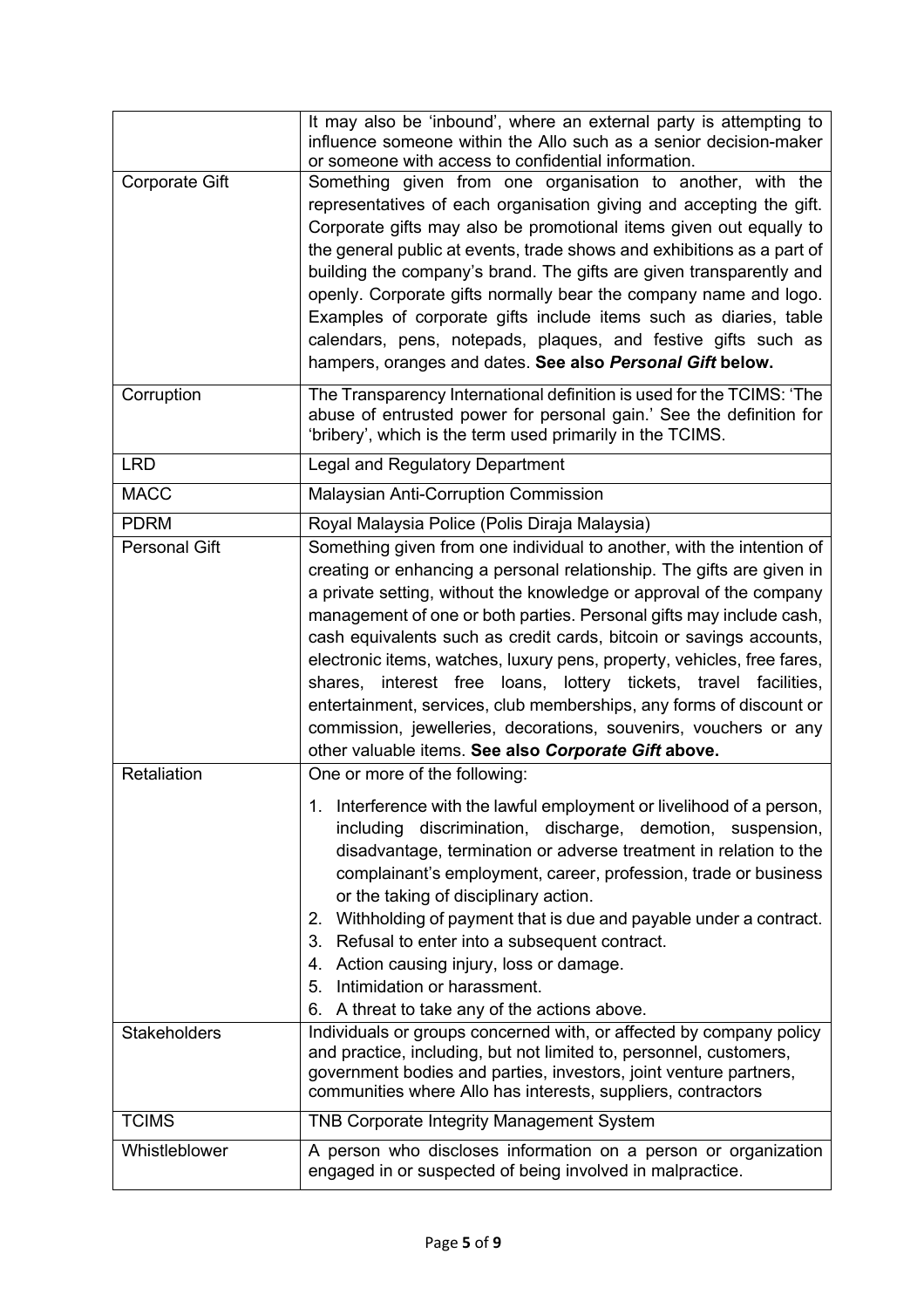|  |  |
| --- | --- |
|  | It may also be 'inbound', where an external party is attempting to influence someone within the Allo such as a senior decision-maker or someone with access to confidential information. |
| Corporate Gift | Something given from one organisation to another, with the representatives of each organisation giving and accepting the gift. Corporate gifts may also be promotional items given out equally to the general public at events, trade shows and exhibitions as a part of building the company's brand. The gifts are given transparently and openly. Corporate gifts normally bear the company name and logo. Examples of corporate gifts include items such as diaries, table calendars, pens, notepads, plaques, and festive gifts such as hampers, oranges and dates. **See also *Personal Gift* below.** |
| Corruption | The Transparency International definition is used for the TCIMS: 'The abuse of entrusted power for personal gain.' See the definition for 'bribery', which is the term used primarily in the TCIMS. |
| LRD | Legal and Regulatory Department |
| MACC | Malaysian Anti-Corruption Commission |
| PDRM | Royal Malaysia Police (Polis Diraja Malaysia) |
| Personal Gift | Something given from one individual to another, with the intention of creating or enhancing a personal relationship. The gifts are given in a private setting, without the knowledge or approval of the company management of one or both parties. Personal gifts may include cash, cash equivalents such as credit cards, bitcoin or savings accounts, electronic items, watches, luxury pens, property, vehicles, free fares, shares, interest free loans, lottery tickets, travel facilities, entertainment, services, club memberships, any forms of discount or commission, jewelleries, decorations, souvenirs, vouchers or any other valuable items. **See also *Corporate Gift* above.** |
| Retaliation | One or more of the following:<br>1. Interference with the lawful employment or livelihood of a person, including discrimination, discharge, demotion, suspension, disadvantage, termination or adverse treatment in relation to the complainant's employment, career, profession, trade or business or the taking of disciplinary action.<br>2. Withholding of payment that is due and payable under a contract.<br>3. Refusal to enter into a subsequent contract.<br>4. Action causing injury, loss or damage.<br>5. Intimidation or harassment.<br>6. A threat to take any of the actions above. |
| Stakeholders | Individuals or groups concerned with, or affected by company policy and practice, including, but not limited to, personnel, customers, government bodies and parties, investors, joint venture partners, communities where Allo has interests, suppliers, contractors |
| TCIMS | TNB Corporate Integrity Management System |
| Whistleblower | A person who discloses information on a person or organization engaged in or suspected of being involved in malpractice. |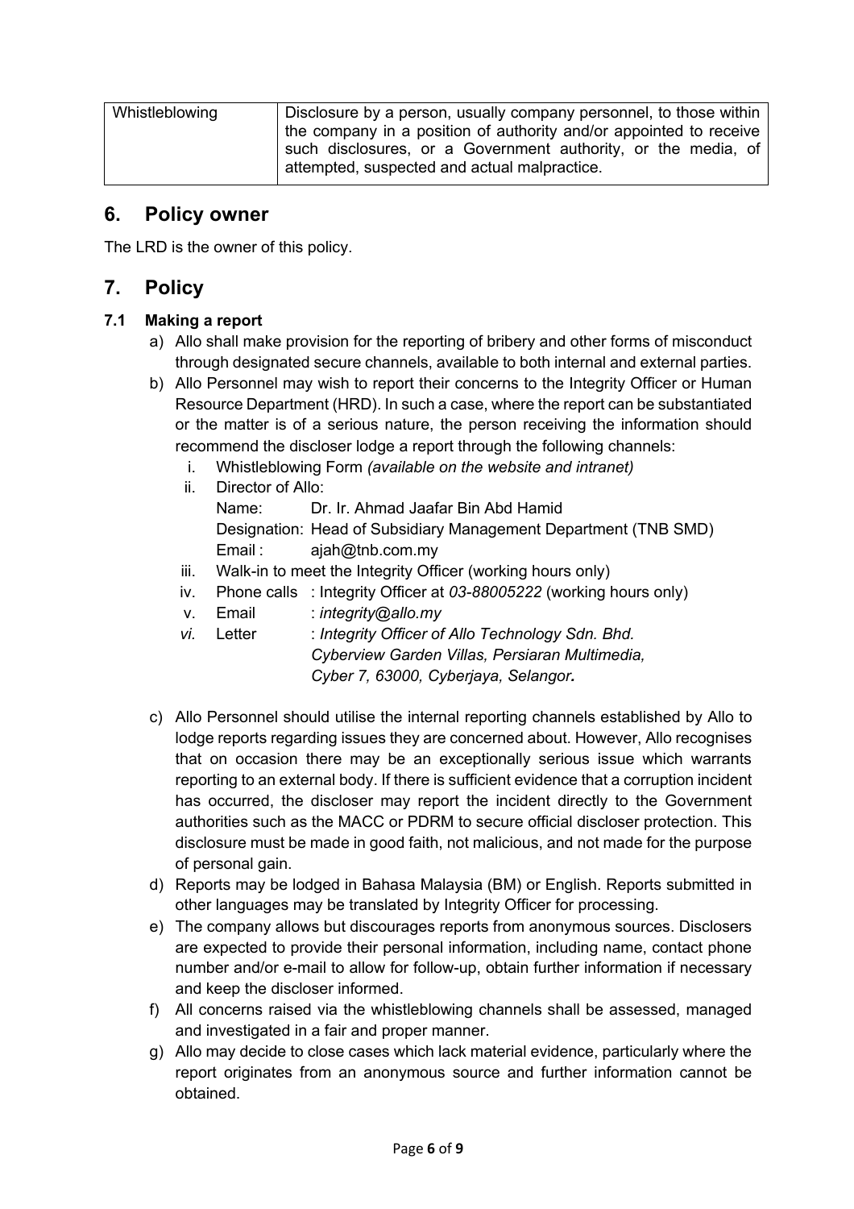| Whistleblowing | Disclosure by a person, usually company personnel, to those within the company in a position of authority and/or appointed to receive such disclosures, or a Government authority, or the media, of attempted, suspected and actual malpractice. |
|---|---|

## 6. Policy owner

The LRD is the owner of this policy.

## 7. Policy

### 7.1 Making a report

a) Allo shall make provision for the reporting of bribery and other forms of misconduct through designated secure channels, available to both internal and external parties.

b) Allo Personnel may wish to report their concerns to the Integrity Officer or Human Resource Department (HRD). In such a case, where the report can be substantiated or the matter is of a serious nature, the person receiving the information should recommend the discloser lodge a report through the following channels:

   i. Whistleblowing Form *(available on the website and intranet)*

   ii. Director of Allo:
      Name: Dr. Ir. Ahmad Jaafar Bin Abd Hamid
      Designation: Head of Subsidiary Management Department (TNB SMD)
      Email : ajah@tnb.com.my

   iii. Walk-in to meet the Integrity Officer (working hours only)

   iv. Phone calls : Integrity Officer at *03-88005222* (working hours only)

   v. Email : *integrity@allo.my*

   *vi.* Letter : *Integrity Officer of Allo Technology Sdn. Bhd.*
      *Cyberview Garden Villas, Persiaran Multimedia,*
      *Cyber 7, 63000, Cyberjaya, Selangor.*

c) Allo Personnel should utilise the internal reporting channels established by Allo to lodge reports regarding issues they are concerned about. However, Allo recognises that on occasion there may be an exceptionally serious issue which warrants reporting to an external body. If there is sufficient evidence that a corruption incident has occurred, the discloser may report the incident directly to the Government authorities such as the MACC or PDRM to secure official discloser protection. This disclosure must be made in good faith, not malicious, and not made for the purpose of personal gain.

d) Reports may be lodged in Bahasa Malaysia (BM) or English. Reports submitted in other languages may be translated by Integrity Officer for processing.

e) The company allows but discourages reports from anonymous sources. Disclosers are expected to provide their personal information, including name, contact phone number and/or e-mail to allow for follow-up, obtain further information if necessary and keep the discloser informed.

f) All concerns raised via the whistleblowing channels shall be assessed, managed and investigated in a fair and proper manner.

g) Allo may decide to close cases which lack material evidence, particularly where the report originates from an anonymous source and further information cannot be obtained.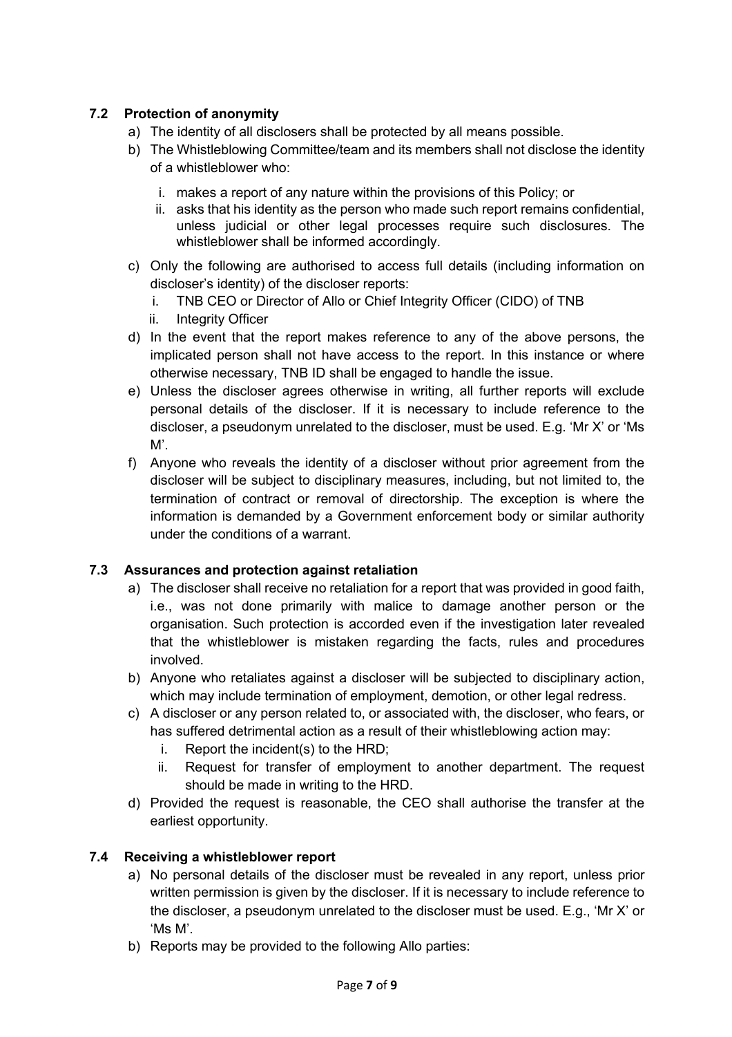### 7.2 Protection of anonymity

a) The identity of all disclosers shall be protected by all means possible.

b) The Whistleblowing Committee/team and its members shall not disclose the identity of a whistleblower who:

   i. makes a report of any nature within the provisions of this Policy; or

   ii. asks that his identity as the person who made such report remains confidential, unless judicial or other legal processes require such disclosures. The whistleblower shall be informed accordingly.

c) Only the following are authorised to access full details (including information on discloser's identity) of the discloser reports:

   i. TNB CEO or Director of Allo or Chief Integrity Officer (CIDO) of TNB

   ii. Integrity Officer

d) In the event that the report makes reference to any of the above persons, the implicated person shall not have access to the report. In this instance or where otherwise necessary, TNB ID shall be engaged to handle the issue.

e) Unless the discloser agrees otherwise in writing, all further reports will exclude personal details of the discloser. If it is necessary to include reference to the discloser, a pseudonym unrelated to the discloser, must be used. E.g. 'Mr X' or 'Ms M'.

f) Anyone who reveals the identity of a discloser without prior agreement from the discloser will be subject to disciplinary measures, including, but not limited to, the termination of contract or removal of directorship. The exception is where the information is demanded by a Government enforcement body or similar authority under the conditions of a warrant.

### 7.3 Assurances and protection against retaliation

a) The discloser shall receive no retaliation for a report that was provided in good faith, i.e., was not done primarily with malice to damage another person or the organisation. Such protection is accorded even if the investigation later revealed that the whistleblower is mistaken regarding the facts, rules and procedures involved.

b) Anyone who retaliates against a discloser will be subjected to disciplinary action, which may include termination of employment, demotion, or other legal redress.

c) A discloser or any person related to, or associated with, the discloser, who fears, or has suffered detrimental action as a result of their whistleblowing action may:

   i. Report the incident(s) to the HRD;

   ii. Request for transfer of employment to another department. The request should be made in writing to the HRD.

d) Provided the request is reasonable, the CEO shall authorise the transfer at the earliest opportunity.

### 7.4 Receiving a whistleblower report

a) No personal details of the discloser must be revealed in any report, unless prior written permission is given by the discloser. If it is necessary to include reference to the discloser, a pseudonym unrelated to the discloser must be used. E.g., 'Mr X' or 'Ms M'.

b) Reports may be provided to the following Allo parties: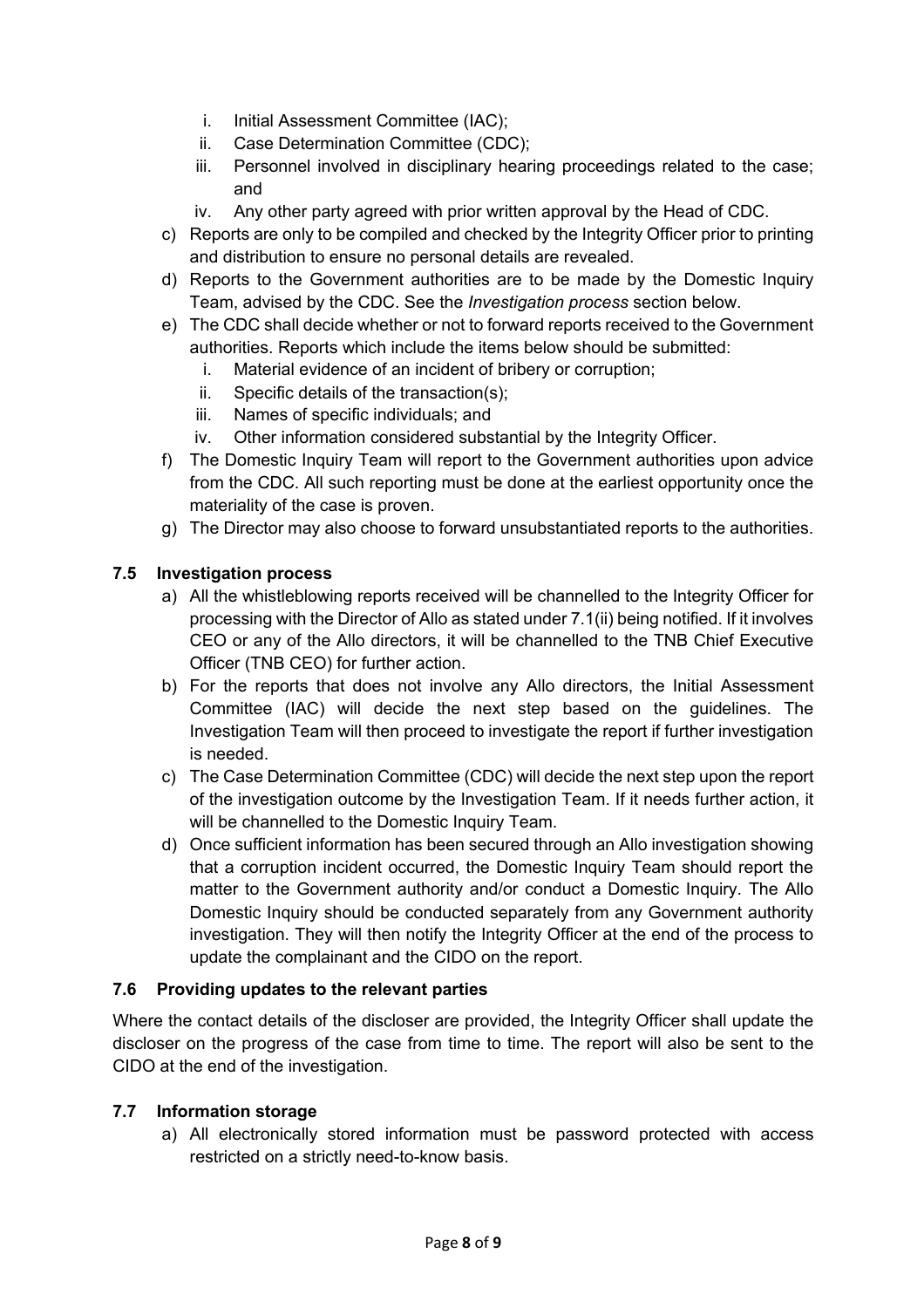i. Initial Assessment Committee (IAC);
   ii. Case Determination Committee (CDC);
   iii. Personnel involved in disciplinary hearing proceedings related to the case; and
   iv. Any other party agreed with prior written approval by the Head of CDC.

c) Reports are only to be compiled and checked by the Integrity Officer prior to printing and distribution to ensure no personal details are revealed.

d) Reports to the Government authorities are to be made by the Domestic Inquiry Team, advised by the CDC. See the *Investigation process* section below.

e) The CDC shall decide whether or not to forward reports received to the Government authorities. Reports which include the items below should be submitted:
   i. Material evidence of an incident of bribery or corruption;
   ii. Specific details of the transaction(s);
   iii. Names of specific individuals; and
   iv. Other information considered substantial by the Integrity Officer.

f) The Domestic Inquiry Team will report to the Government authorities upon advice from the CDC. All such reporting must be done at the earliest opportunity once the materiality of the case is proven.

g) The Director may also choose to forward unsubstantiated reports to the authorities.

### 7.5 Investigation process

a) All the whistleblowing reports received will be channelled to the Integrity Officer for processing with the Director of Allo as stated under 7.1(ii) being notified. If it involves CEO or any of the Allo directors, it will be channelled to the TNB Chief Executive Officer (TNB CEO) for further action.

b) For the reports that does not involve any Allo directors, the Initial Assessment Committee (IAC) will decide the next step based on the guidelines. The Investigation Team will then proceed to investigate the report if further investigation is needed.

c) The Case Determination Committee (CDC) will decide the next step upon the report of the investigation outcome by the Investigation Team. If it needs further action, it will be channelled to the Domestic Inquiry Team.

d) Once sufficient information has been secured through an Allo investigation showing that a corruption incident occurred, the Domestic Inquiry Team should report the matter to the Government authority and/or conduct a Domestic Inquiry. The Allo Domestic Inquiry should be conducted separately from any Government authority investigation. They will then notify the Integrity Officer at the end of the process to update the complainant and the CIDO on the report.

### 7.6 Providing updates to the relevant parties

Where the contact details of the discloser are provided, the Integrity Officer shall update the discloser on the progress of the case from time to time. The report will also be sent to the CIDO at the end of the investigation.

### 7.7 Information storage

a) All electronically stored information must be password protected with access restricted on a strictly need-to-know basis.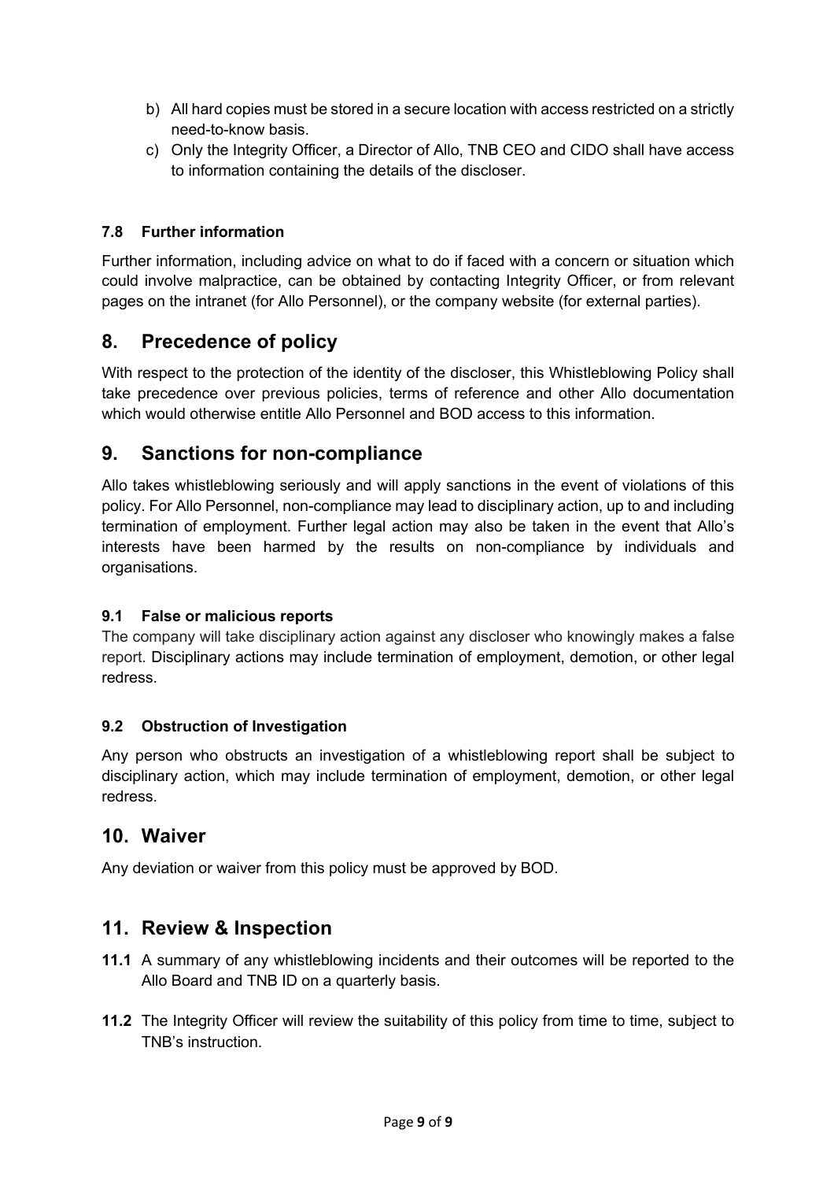b) All hard copies must be stored in a secure location with access restricted on a strictly need-to-know basis.
c) Only the Integrity Officer, a Director of Allo, TNB CEO and CIDO shall have access to information containing the details of the discloser.

### 7.8 Further information

Further information, including advice on what to do if faced with a concern or situation which could involve malpractice, can be obtained by contacting Integrity Officer, or from relevant pages on the intranet (for Allo Personnel), or the company website (for external parties).

## 8. Precedence of policy

With respect to the protection of the identity of the discloser, this Whistleblowing Policy shall take precedence over previous policies, terms of reference and other Allo documentation which would otherwise entitle Allo Personnel and BOD access to this information.

## 9. Sanctions for non-compliance

Allo takes whistleblowing seriously and will apply sanctions in the event of violations of this policy. For Allo Personnel, non-compliance may lead to disciplinary action, up to and including termination of employment. Further legal action may also be taken in the event that Allo's interests have been harmed by the results on non-compliance by individuals and organisations.

### 9.1 False or malicious reports

The company will take disciplinary action against any discloser who knowingly makes a false report. Disciplinary actions may include termination of employment, demotion, or other legal redress.

### 9.2 Obstruction of Investigation

Any person who obstructs an investigation of a whistleblowing report shall be subject to disciplinary action, which may include termination of employment, demotion, or other legal redress.

## 10. Waiver

Any deviation or waiver from this policy must be approved by BOD.

## 11. Review & Inspection

**11.1** A summary of any whistleblowing incidents and their outcomes will be reported to the Allo Board and TNB ID on a quarterly basis.

**11.2** The Integrity Officer will review the suitability of this policy from time to time, subject to TNB's instruction.